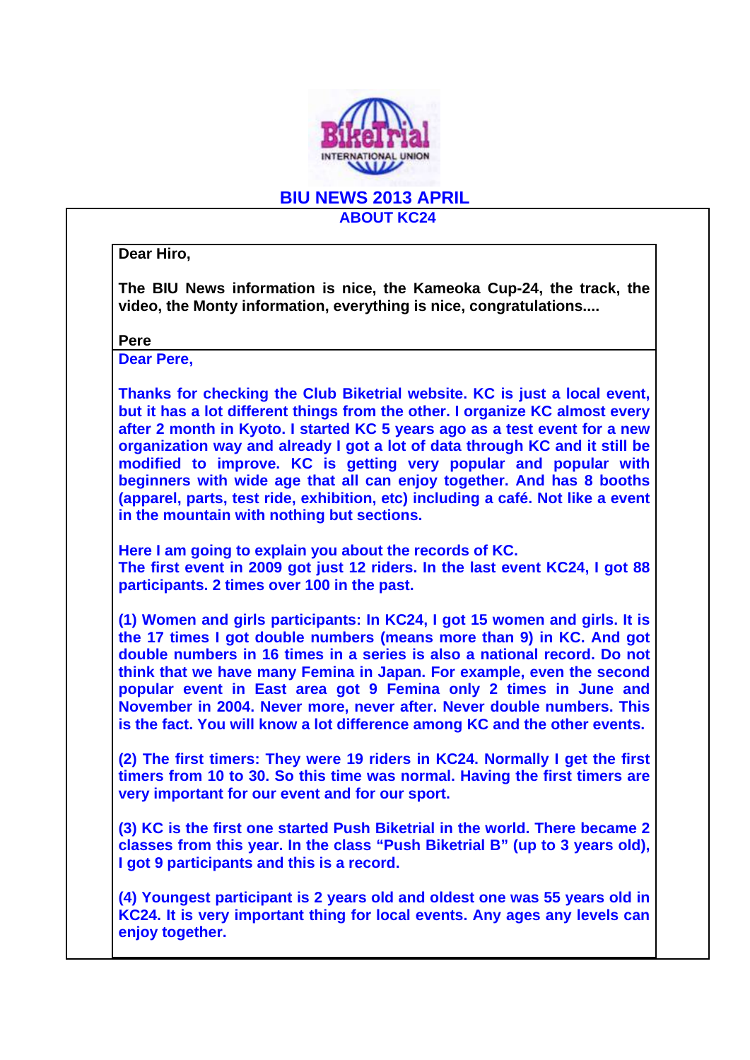# BIU NEWS 2013 APRIL

## ABOUT KC24

**Dear Hiro,**

**The BIU News information is nice, the Kameoka Cup-24, the track, the video, the Monty information, everything is nice, congratulations....**

**Pere**

**Dear Pere,**

**Thanks for checking the Club Biketrial website. KC is just a local event, but it has a lot different things from the other. I organize KC almost every after 2 month in Kyoto. I started KC 5 years ago as a test event for a new organization way and already I got a lot of data through KC and it still be modified to improve. KC is getting very popular and popular with beginners with wide age that all can enjoy together. And has 8 booths (apparel, parts, test ride, exhibition, etc) including a café. Not like a event in the mountain with nothing but sections.**

**Here I am going to explain you about the records of KC.**
**The first event in 2009 got just 12 riders. In the last event KC24, I got 88 participants. 2 times over 100 in the past.**

**(1) Women and girls participants: In KC24, I got 15 women and girls. It is the 17 times I got double numbers (means more than 9) in KC. And got double numbers in 16 times in a series is also a national record. Do not think that we have many Femina in Japan. For example, even the second popular event in East area got 9 Femina only 2 times in June and November in 2004. Never more, never after. Never double numbers. This is the fact. You will know a lot difference among KC and the other events.**

**(2) The first timers: They were 19 riders in KC24. Normally I get the first timers from 10 to 30. So this time was normal. Having the first timers are very important for our event and for our sport.**

**(3) KC is the first one started Push Biketrial in the world. There became 2 classes from this year. In the class "Push Biketrial B" (up to 3 years old), I got 9 participants and this is a record.**

**(4) Youngest participant is 2 years old and oldest one was 55 years old in KC24. It is very important thing for local events. Any ages any levels can enjoy together.**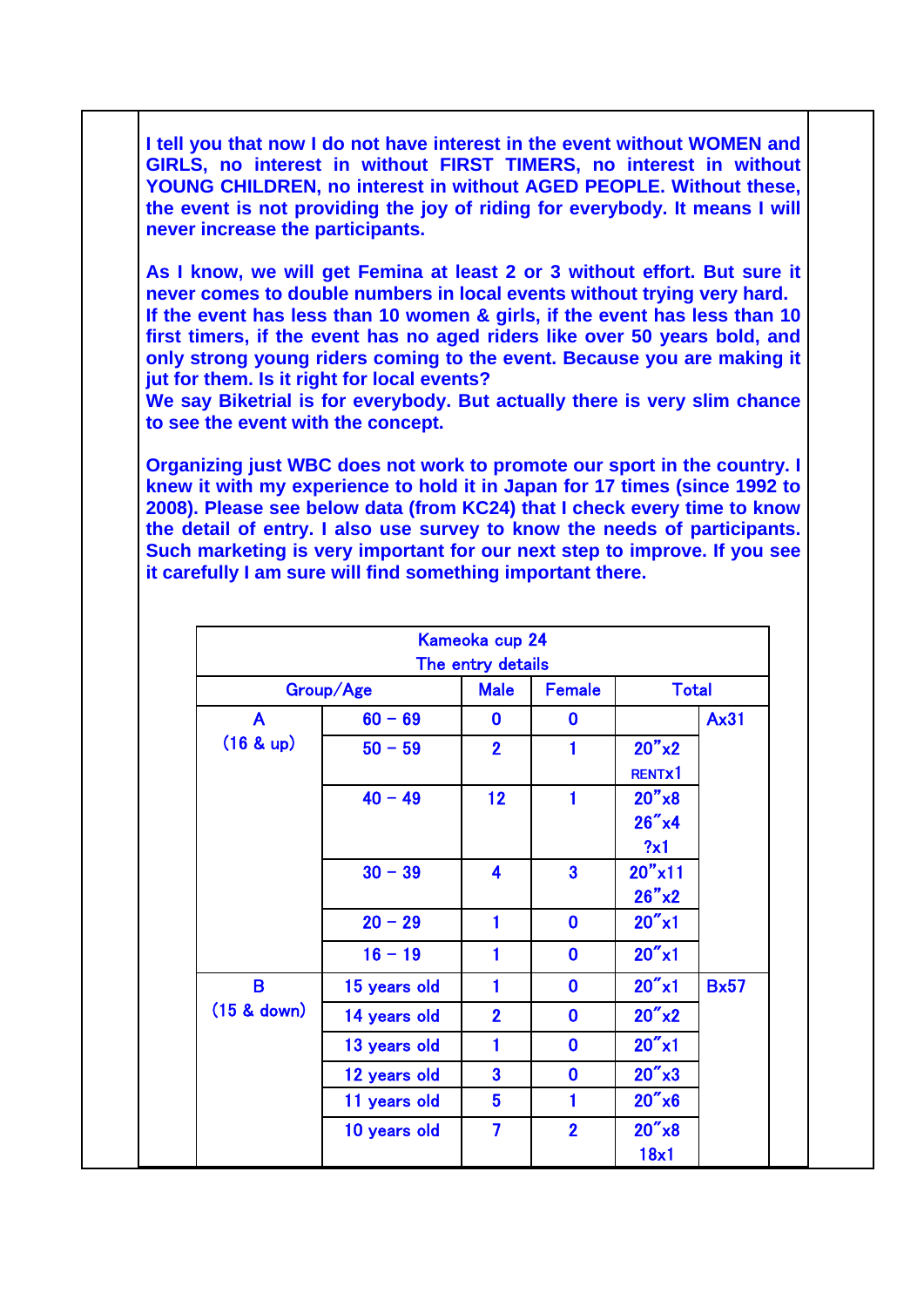**I tell you that now I do not have interest in the event without WOMEN and GIRLS, no interest in without FIRST TIMERS, no interest in without YOUNG CHILDREN, no interest in without AGED PEOPLE. Without these, the event is not providing the joy of riding for everybody. It means I will never increase the participants.**

**As I know, we will get Femina at least 2 or 3 without effort. But sure it never comes to double numbers in local events without trying very hard.**
**If the event has less than 10 women & girls, if the event has less than 10 first timers, if the event has no aged riders like over 50 years bold, and only strong young riders coming to the event. Because you are making it jut for them. Is it right for local events?**
**We say Biketrial is for everybody. But actually there is very slim chance to see the event with the concept.**

**Organizing just WBC does not work to promote our sport in the country. I knew it with my experience to hold it in Japan for 17 times (since 1992 to 2008). Please see below data (from KC24) that I check every time to know the detail of entry. I also use survey to know the needs of participants. Such marketing is very important for our next step to improve. If you see it carefully I am sure will find something important there.**

| Kameoka cup 24<br>The entry details | | | | | |
|---|---|---|---|---|---|
| Group/Age | | Male | Female | Total | |
| A<br>(16 & up) | 60 – 69 | 0 | 0 | | Ax31 |
| | 50 – 59 | 2 | 1 | 20"x2<br>RENTx1 | |
| | 40 – 49 | 12 | 1 | 20"x8<br>26"x4<br>?x1 | |
| | 30 – 39 | 4 | 3 | 20"x11<br>26"x2 | |
| | 20 – 29 | 1 | 0 | 20"x1 | |
| | 16 – 19 | 1 | 0 | 20"x1 | |
| B<br>(15 & down) | 15 years old | 1 | 0 | 20"x1 | Bx57 |
| | 14 years old | 2 | 0 | 20"x2 | |
| | 13 years old | 1 | 0 | 20"x1 | |
| | 12 years old | 3 | 0 | 20"x3 | |
| | 11 years old | 5 | 1 | 20"x6 | |
| | 10 years old | 7 | 2 | 20"x8<br>18x1 | |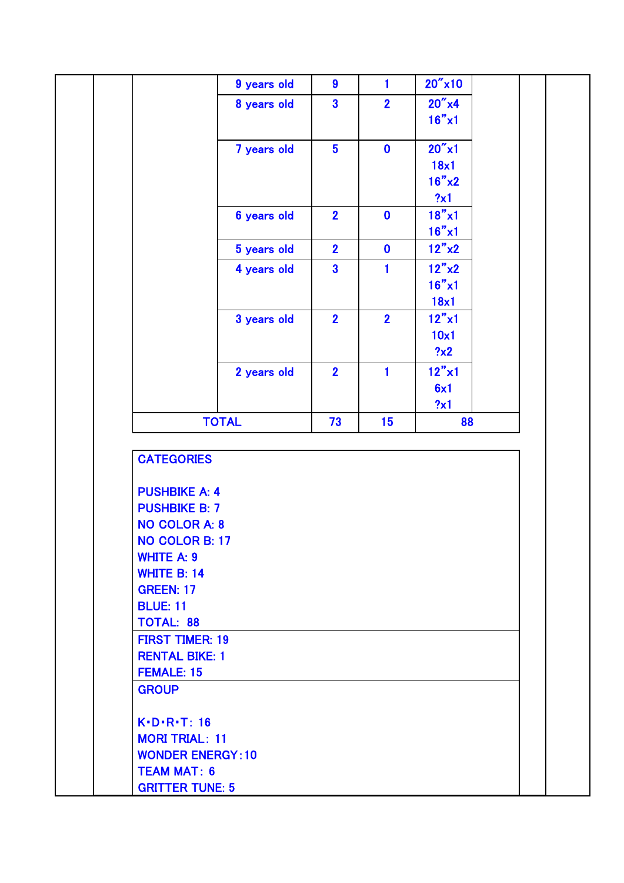| | | | |
|---|---|---|---|
| 9 years old | 9 | 1 | 20″x10 |
| 8 years old | 3 | 2 | 20″x4<br>16″x1 |
| 7 years old | 5 | 0 | 20″x1<br>18x1<br>16″x2<br>?x1 |
| 6 years old | 2 | 0 | 18″x1<br>16″x1 |
| 5 years old | 2 | 0 | 12″x2 |
| 4 years old | 3 | 1 | 12″x2<br>16″x1<br>18x1 |
| 3 years old | 2 | 2 | 12″x1<br>10x1<br>?x2 |
| 2 years old | 2 | 1 | 12″x1<br>6x1<br>?x1 |
| TOTAL | 73 | 15 | 88 |

CATEGORIES

PUSHBIKE A: 4
PUSHBIKE B: 7
NO COLOR A: 8
NO COLOR B: 17
WHITE A: 9
WHITE B: 14
GREEN: 17
BLUE: 11
TOTAL: 88

FIRST TIMER: 19
RENTAL BIKE: 1
FEMALE: 15

GROUP

K･D･R･T：16
MORI TRIAL：11
WONDER ENERGY：10
TEAM MAT：6
GRITTER TUNE: 5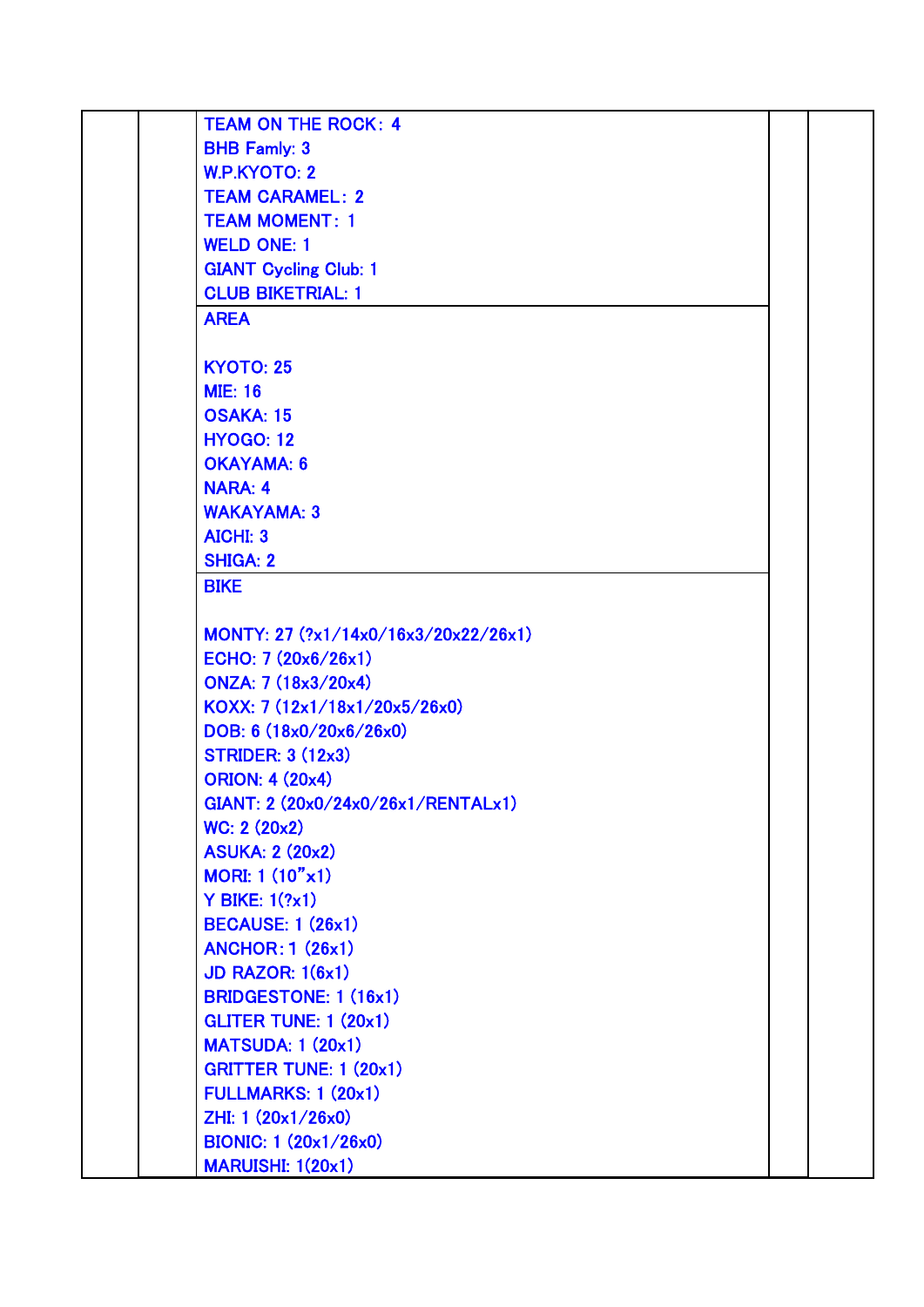| | | | | |
|---|---|---|---|---|
| | | TEAM ON THE ROCK：4<br>BHB Famly: 3<br>W.P.KYOTO: 2<br>TEAM CARAMEL：2<br>TEAM MOMENT：1<br>WELD ONE: 1<br>GIANT Cycling Club: 1<br>CLUB BIKETRIAL: 1 | | |
| | | AREA<br><br>KYOTO: 25<br>MIE: 16<br>OSAKA: 15<br>HYOGO: 12<br>OKAYAMA: 6<br>NARA: 4<br>WAKAYAMA: 3<br>AICHI: 3<br>SHIGA: 2 | | |
| | | BIKE<br><br>MONTY: 27 (?x1/14x0/16x3/20x22/26x1)<br>ECHO: 7 (20x6/26x1)<br>ONZA: 7 (18x3/20x4)<br>KOXX: 7 (12x1/18x1/20x5/26x0)<br>DOB: 6 (18x0/20x6/26x0)<br>STRIDER: 3 (12x3)<br>ORION: 4 (20x4)<br>GIANT: 2 (20x0/24x0/26x1/RENTALx1)<br>WC: 2 (20x2)<br>ASUKA: 2 (20x2)<br>MORI: 1 (10”x1)<br>Y BIKE: 1(?x1)<br>BECAUSE: 1 (26x1)<br>ANCHOR：1 (26x1)<br>JD RAZOR: 1(6x1)<br>BRIDGESTONE: 1 (16x1)<br>GLITER TUNE: 1 (20x1)<br>MATSUDA: 1 (20x1)<br>GRITTER TUNE: 1 (20x1)<br>FULLMARKS: 1 (20x1)<br>ZHI: 1 (20x1/26x0)<br>BIONIC: 1 (20x1/26x0)<br>MARUISHI: 1(20x1) | | |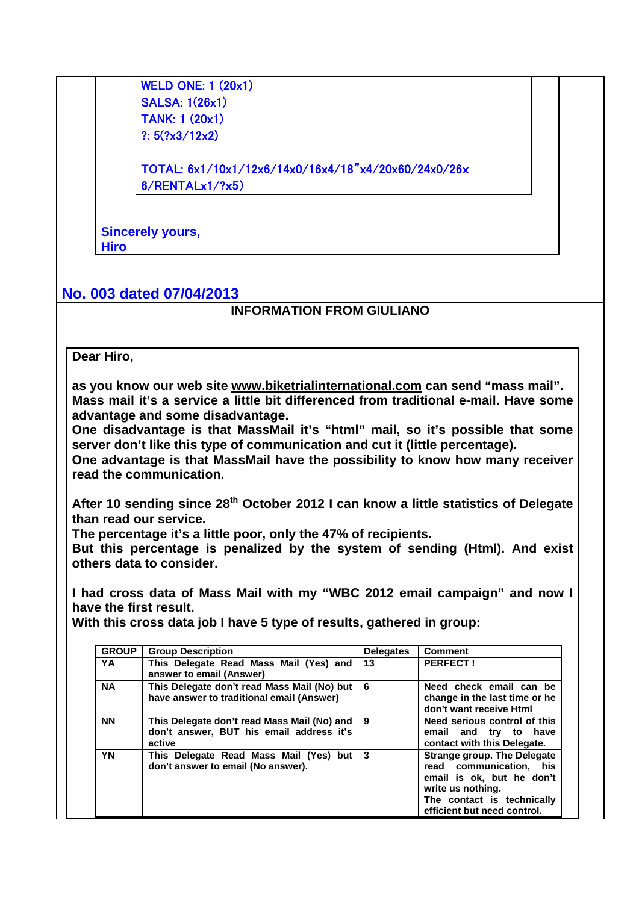WELD ONE: 1 (20x1)
SALSA: 1(26x1)
TANK: 1 (20x1)
?: 5(?x3/12x2)

TOTAL: 6x1/10x1/12x6/14x0/16x4/18"x4/20x60/24x0/26x 6/RENTALx1/?x5)

**Sincerely yours,**
**Hiro**

## No. 003 dated 07/04/2013

### INFORMATION FROM GIULIANO

**Dear Hiro,**

**as you know our web site www.biketrialinternational.com can send "mass mail". Mass mail it's a service a little bit differenced from traditional e-mail. Have some advantage and some disadvantage.**
**One disadvantage is that MassMail it's "html" mail, so it's possible that some server don't like this type of communication and cut it (little percentage).**
**One advantage is that MassMail have the possibility to know how many receiver read the communication.**

**After 10 sending since 28th October 2012 I can know a little statistics of Delegate than read our service.**
**The percentage it's a little poor, only the 47% of recipients.**
**But this percentage is penalized by the system of sending (Html). And exist others data to consider.**

**I had cross data of Mass Mail with my "WBC 2012 email campaign" and now I have the first result.**
**With this cross data job I have 5 type of results, gathered in group:**

| GROUP | Group Description | Delegates | Comment |
|---|---|---|---|
| YA | This Delegate Read Mass Mail (Yes) and answer to email (Answer) | 13 | PERFECT ! |
| NA | This Delegate don't read Mass Mail (No) but have answer to traditional email (Answer) | 6 | Need check email can be change in the last time or he don't want receive Html |
| NN | This Delegate don't read Mass Mail (No) and don't answer, BUT his email address it's active | 9 | Need serious control of this email and try to have contact with this Delegate. |
| YN | This Delegate Read Mass Mail (Yes) but don't answer to email (No answer). | 3 | Strange group. The Delegate read communication, his email is ok, but he don't write us nothing. The contact is technically efficient but need control. |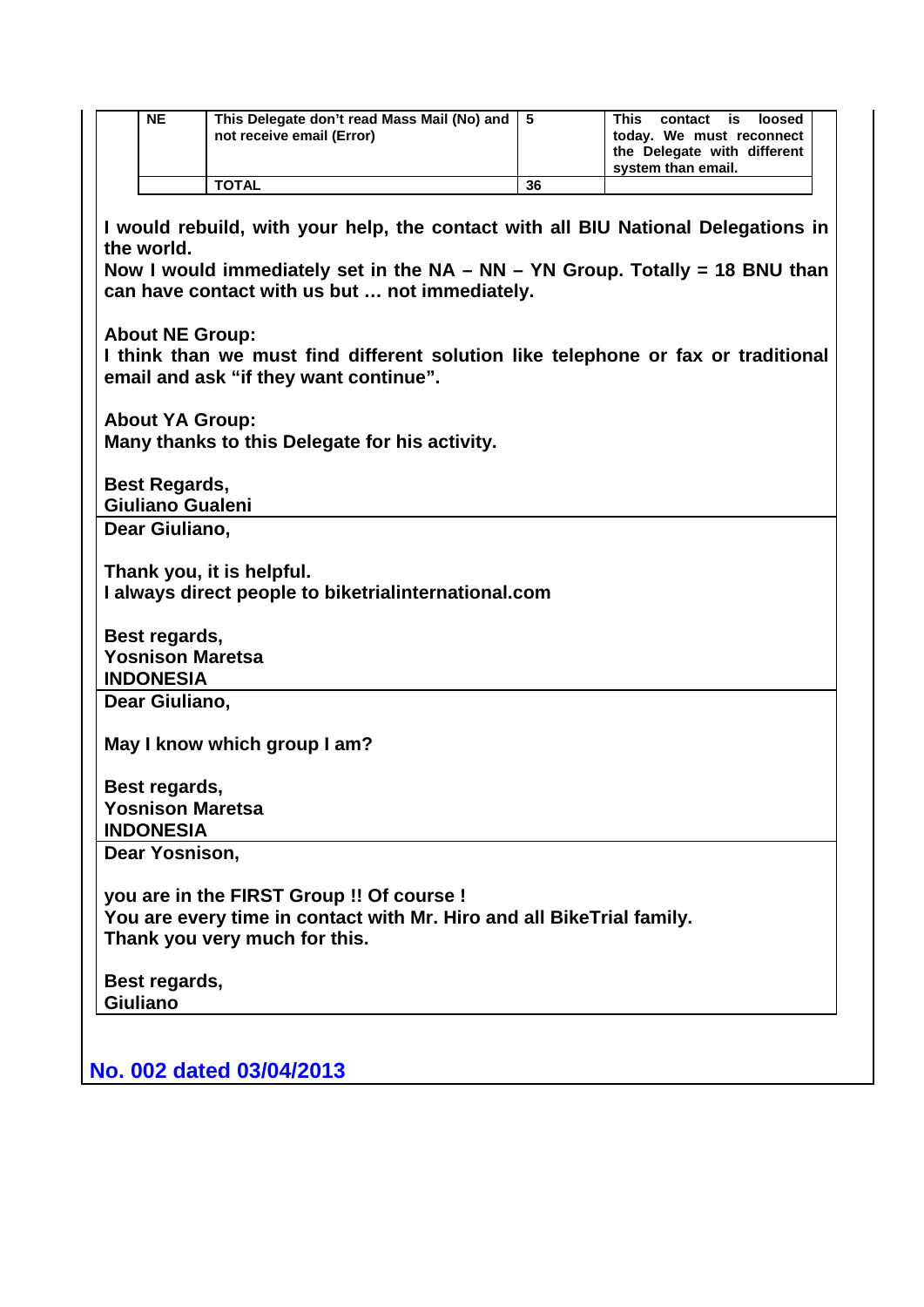| | | | |
|---|---|---|---|
| **NE** | **This Delegate don't read Mass Mail (No) and not receive email (Error)** | **5** | **This contact is loosed today. We must reconnect the Delegate with different system than email.** |
| | **TOTAL** | **36** | |

**I would rebuild, with your help, the contact with all BIU National Delegations in the world.**
**Now I would immediately set in the NA – NN – YN Group. Totally = 18 BNU than can have contact with us but … not immediately.**

**About NE Group:**
**I think than we must find different solution like telephone or fax or traditional email and ask "if they want continue".**

**About YA Group:**
**Many thanks to this Delegate for his activity.**

**Best Regards,**
**Giuliano Gualeni**

**Dear Giuliano,**

**Thank you, it is helpful.**
**I always direct people to biketrialinternational.com**

**Best regards,**
**Yosnison Maretsa**
**INDONESIA**

**Dear Giuliano,**

**May I know which group I am?**

**Best regards,**
**Yosnison Maretsa**
**INDONESIA**

**Dear Yosnison,**

**you are in the FIRST Group !! Of course !**
**You are every time in contact with Mr. Hiro and all BikeTrial family.**
**Thank you very much for this.**

**Best regards,**
**Giuliano**

## No. 002 dated 03/04/2013